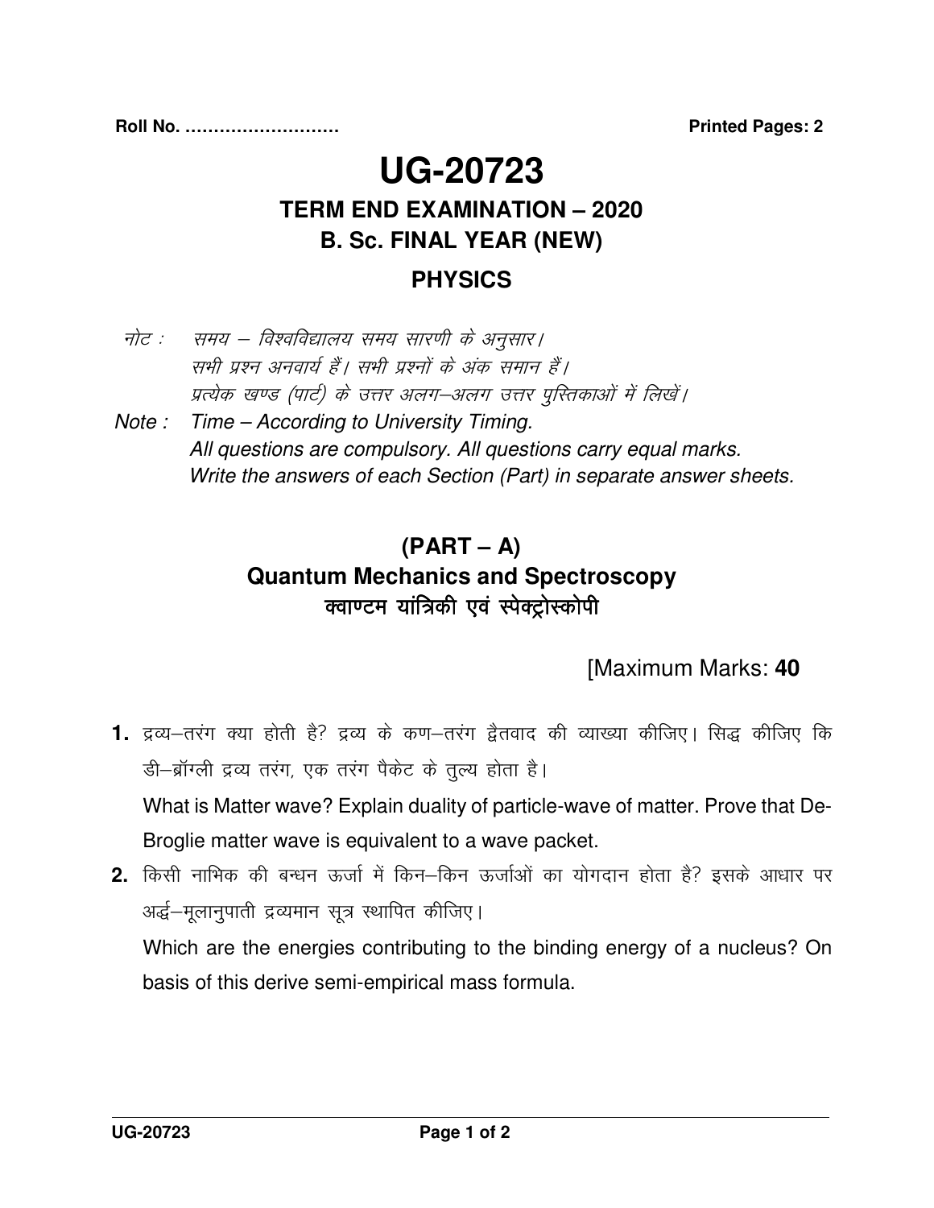Roll No. ……………………… **Printed Pages: 2**

# UG-20723

## TERM END EXAMINATION – 2020

## B. Sc. FINAL YEAR (NEW)

## PHYSICS

*नोट : समय – विश्वविद्यालय समय सारणी के अनुसार।*
*सभी प्रश्न अनवार्य हैं। सभी प्रश्नों के अंक समान हैं।*
*प्रत्येक खण्ड (पार्ट) के उत्तर अलग–अलग उत्तर पुस्तिकाओं में लिखें।*

*Note : Time – According to University Timing.*
*All questions are compulsory. All questions carry equal marks.*
*Write the answers of each Section (Part) in separate answer sheets.*

## (PART – A)

### Quantum Mechanics and Spectroscopy

### क्वाण्टम यांत्रिकी एवं स्पेक्ट्रोस्कोपी

[Maximum Marks: **40**

**1.** द्रव्य–तरंग क्या होती है? द्रव्य के कण–तरंग द्वैतवाद की व्याख्या कीजिए। सिद्ध कीजिए कि डी–ब्रॉग्ली द्रव्य तरंग, एक तरंग पैकेट के तुल्य होता है।

What is Matter wave? Explain duality of particle-wave of matter. Prove that De-Broglie matter wave is equivalent to a wave packet.

**2.** किसी नाभिक की बन्धन ऊर्जा में किन–किन ऊर्जाओं का योगदान होता है? इसके आधार पर अर्द्ध–मूलानुपाती द्रव्यमान सूत्र स्थापित कीजिए।

Which are the energies contributing to the binding energy of a nucleus? On basis of this derive semi-empirical mass formula.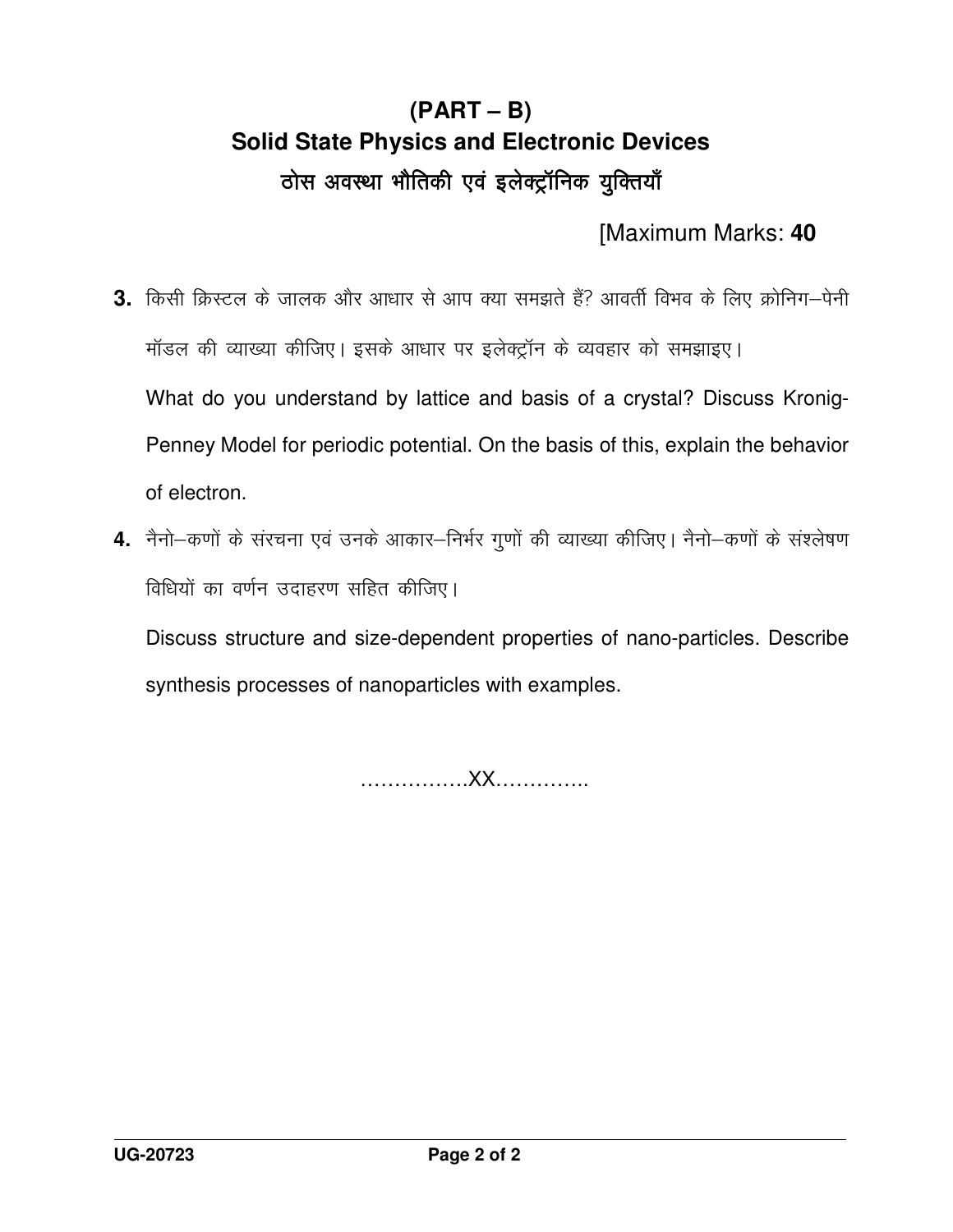# (PART – B)
## Solid State Physics and Electronic Devices
## ठोस अवस्था भौतिकी एवं इलेक्ट्रॉनिक युक्तियाँ

[Maximum Marks: **40**

**3.** किसी क्रिस्टल के जालक और आधार से आप क्या समझते हैं? आवर्ती विभव के लिए क्रोनिग–पेनी मॉडल की व्याख्या कीजिए। इसके आधार पर इलेक्ट्रॉन के व्यवहार को समझाइए।

What do you understand by lattice and basis of a crystal? Discuss Kronig-Penney Model for periodic potential. On the basis of this, explain the behavior of electron.

**4.** नैनो–कणों के संरचना एवं उनके आकार–निर्भर गुणों की व्याख्या कीजिए। नैनो–कणों के संश्लेषण विधियों का वर्णन उदाहरण सहित कीजिए।

Discuss structure and size-dependent properties of nano-particles. Describe synthesis processes of nanoparticles with examples.

……………..XX…………..